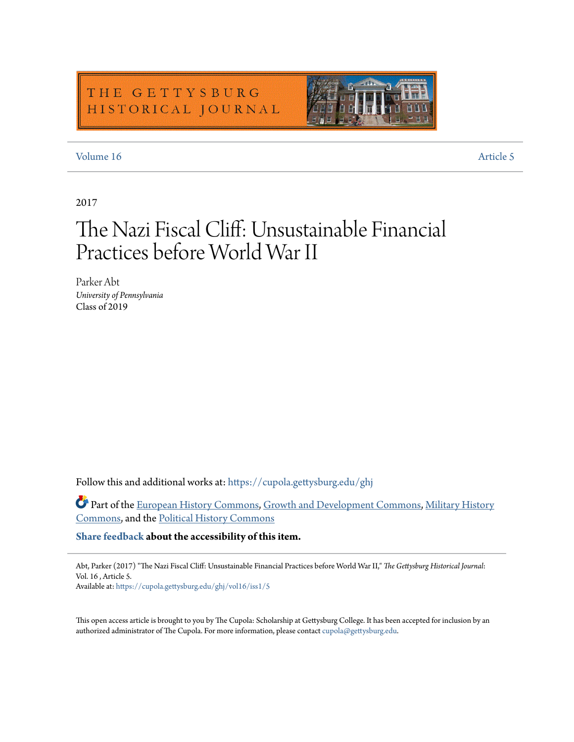THE GETTYSBURG HISTORICAL JOURNAL

Volume 16 | Article 5

2017

# The Nazi Fiscal Cliff: Unsustainable Financial Practices before World War II

Parker Abt
*University of Pennsylvania*
Class of 2019

Follow this and additional works at: https://cupola.gettysburg.edu/ghj

Part of the European History Commons, Growth and Development Commons, Military History Commons, and the Political History Commons

**Share feedback about the accessibility of this item.**

Abt, Parker (2017) "The Nazi Fiscal Cliff: Unsustainable Financial Practices before World War II," *The Gettysburg Historical Journal*: Vol. 16 , Article 5.
Available at: https://cupola.gettysburg.edu/ghj/vol16/iss1/5

This open access article is brought to you by The Cupola: Scholarship at Gettysburg College. It has been accepted for inclusion by an authorized administrator of The Cupola. For more information, please contact cupola@gettysburg.edu.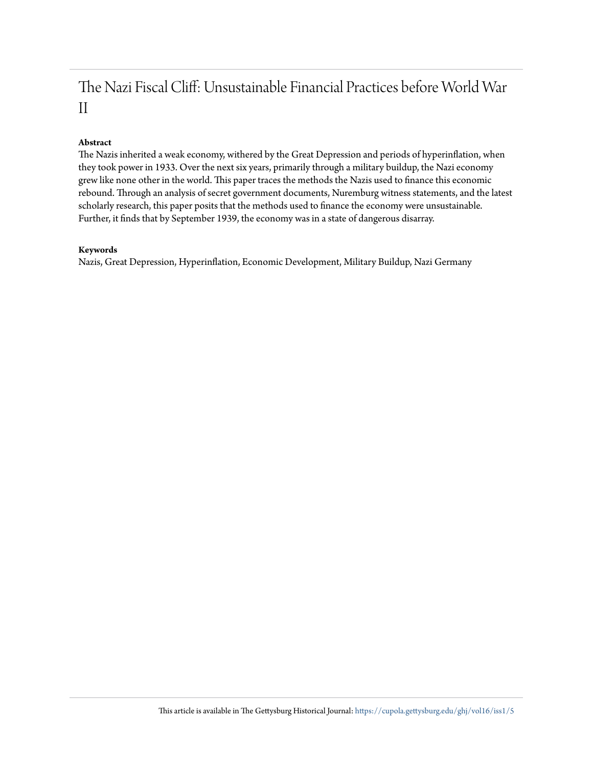# The Nazi Fiscal Cliff: Unsustainable Financial Practices before World War II

**Abstract**

The Nazis inherited a weak economy, withered by the Great Depression and periods of hyperinflation, when they took power in 1933. Over the next six years, primarily through a military buildup, the Nazi economy grew like none other in the world. This paper traces the methods the Nazis used to finance this economic rebound. Through an analysis of secret government documents, Nuremburg witness statements, and the latest scholarly research, this paper posits that the methods used to finance the economy were unsustainable. Further, it finds that by September 1939, the economy was in a state of dangerous disarray.

**Keywords**

Nazis, Great Depression, Hyperinflation, Economic Development, Military Buildup, Nazi Germany

This article is available in The Gettysburg Historical Journal: https://cupola.gettysburg.edu/ghj/vol16/iss1/5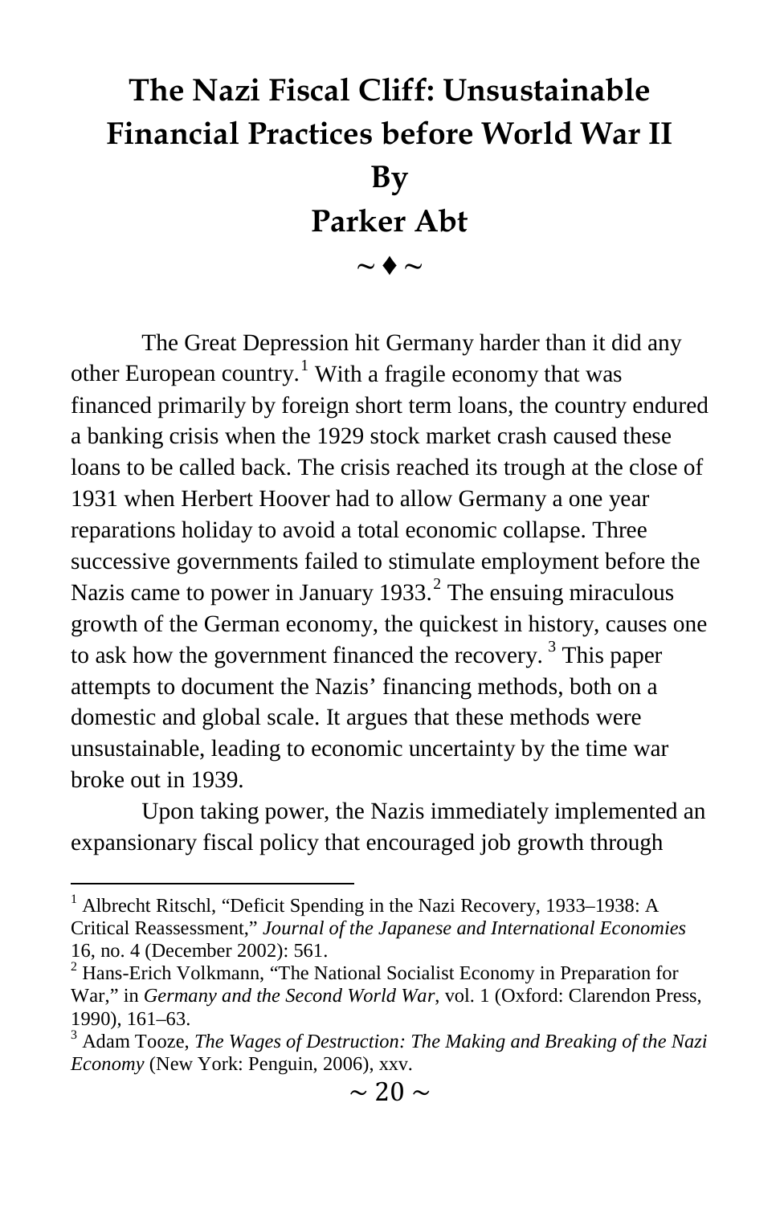# The Nazi Fiscal Cliff: Unsustainable Financial Practices before World War II

## By

## Parker Abt

~ ♦ ~

The Great Depression hit Germany harder than it did any other European country.[1] With a fragile economy that was financed primarily by foreign short term loans, the country endured a banking crisis when the 1929 stock market crash caused these loans to be called back. The crisis reached its trough at the close of 1931 when Herbert Hoover had to allow Germany a one year reparations holiday to avoid a total economic collapse. Three successive governments failed to stimulate employment before the Nazis came to power in January 1933.[2] The ensuing miraculous growth of the German economy, the quickest in history, causes one to ask how the government financed the recovery.[3] This paper attempts to document the Nazis' financing methods, both on a domestic and global scale. It argues that these methods were unsustainable, leading to economic uncertainty by the time war broke out in 1939.

Upon taking power, the Nazis immediately implemented an expansionary fiscal policy that encouraged job growth through

---

[1] Albrecht Ritschl, "Deficit Spending in the Nazi Recovery, 1933–1938: A Critical Reassessment," *Journal of the Japanese and International Economies* 16, no. 4 (December 2002): 561.

[2] Hans-Erich Volkmann, "The National Socialist Economy in Preparation for War," in *Germany and the Second World War*, vol. 1 (Oxford: Clarendon Press, 1990), 161–63.

[3] Adam Tooze, *The Wages of Destruction: The Making and Breaking of the Nazi Economy* (New York: Penguin, 2006), xxv.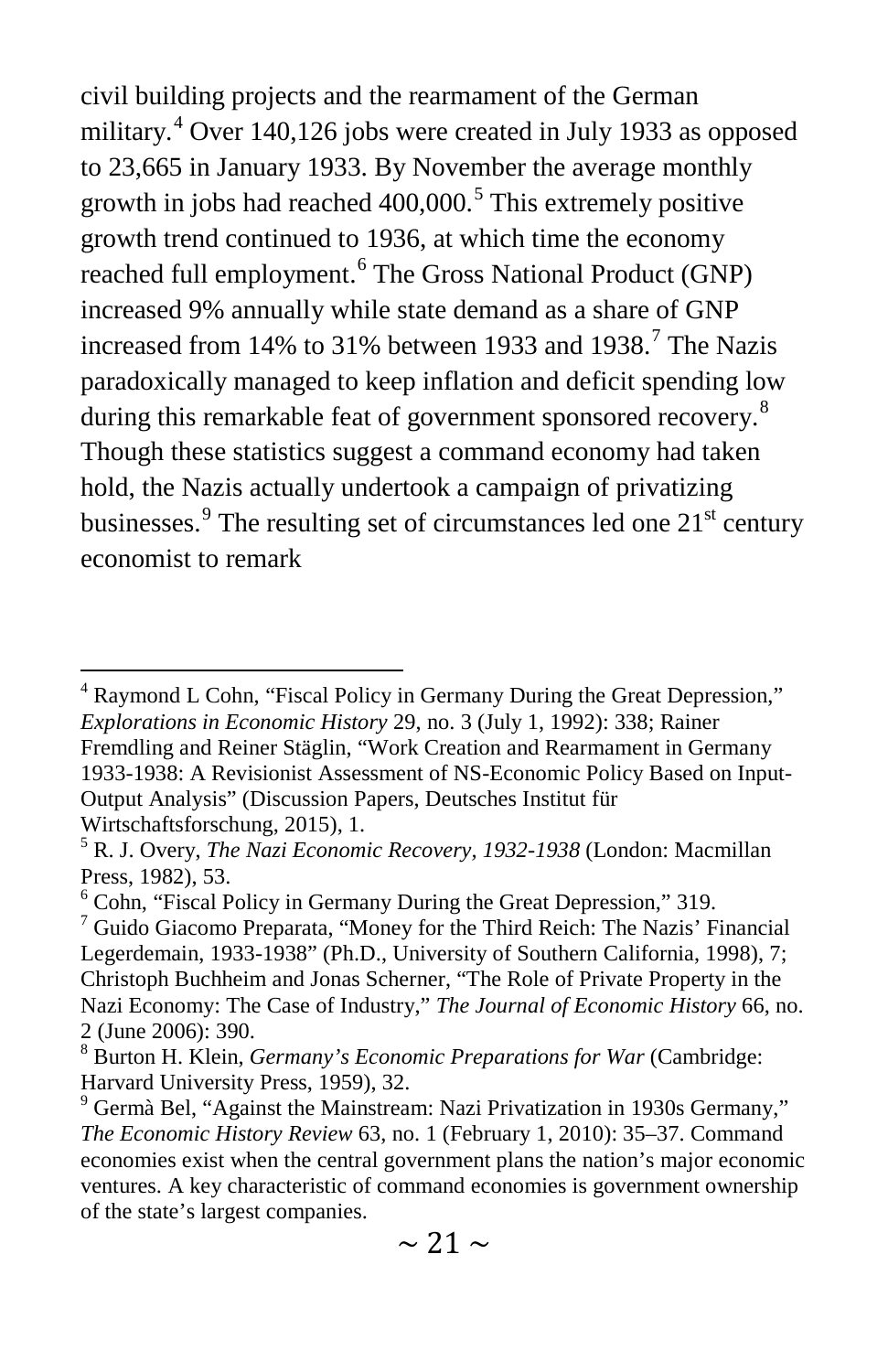civil building projects and the rearmament of the German military.[4] Over 140,126 jobs were created in July 1933 as opposed to 23,665 in January 1933. By November the average monthly growth in jobs had reached 400,000.[5] This extremely positive growth trend continued to 1936, at which time the economy reached full employment.[6] The Gross National Product (GNP) increased 9% annually while state demand as a share of GNP increased from 14% to 31% between 1933 and 1938.[7] The Nazis paradoxically managed to keep inflation and deficit spending low during this remarkable feat of government sponsored recovery.[8] Though these statistics suggest a command economy had taken hold, the Nazis actually undertook a campaign of privatizing businesses.[9] The resulting set of circumstances led one 21st century economist to remark

---

[4] Raymond L Cohn, "Fiscal Policy in Germany During the Great Depression," *Explorations in Economic History* 29, no. 3 (July 1, 1992): 338; Rainer Fremdling and Reiner Stäglin, "Work Creation and Rearmament in Germany 1933-1938: A Revisionist Assessment of NS-Economic Policy Based on Input-Output Analysis" (Discussion Papers, Deutsches Institut für Wirtschaftsforschung, 2015), 1.

[5] R. J. Overy, *The Nazi Economic Recovery, 1932-1938* (London: Macmillan Press, 1982), 53.

[6] Cohn, "Fiscal Policy in Germany During the Great Depression," 319.

[7] Guido Giacomo Preparata, "Money for the Third Reich: The Nazis' Financial Legerdemain, 1933-1938" (Ph.D., University of Southern California, 1998), 7; Christoph Buchheim and Jonas Scherner, "The Role of Private Property in the Nazi Economy: The Case of Industry," *The Journal of Economic History* 66, no. 2 (June 2006): 390.

[8] Burton H. Klein, *Germany's Economic Preparations for War* (Cambridge: Harvard University Press, 1959), 32.

[9] Germà Bel, "Against the Mainstream: Nazi Privatization in 1930s Germany," *The Economic History Review* 63, no. 1 (February 1, 2010): 35–37. Command economies exist when the central government plans the nation's major economic ventures. A key characteristic of command economies is government ownership of the state's largest companies.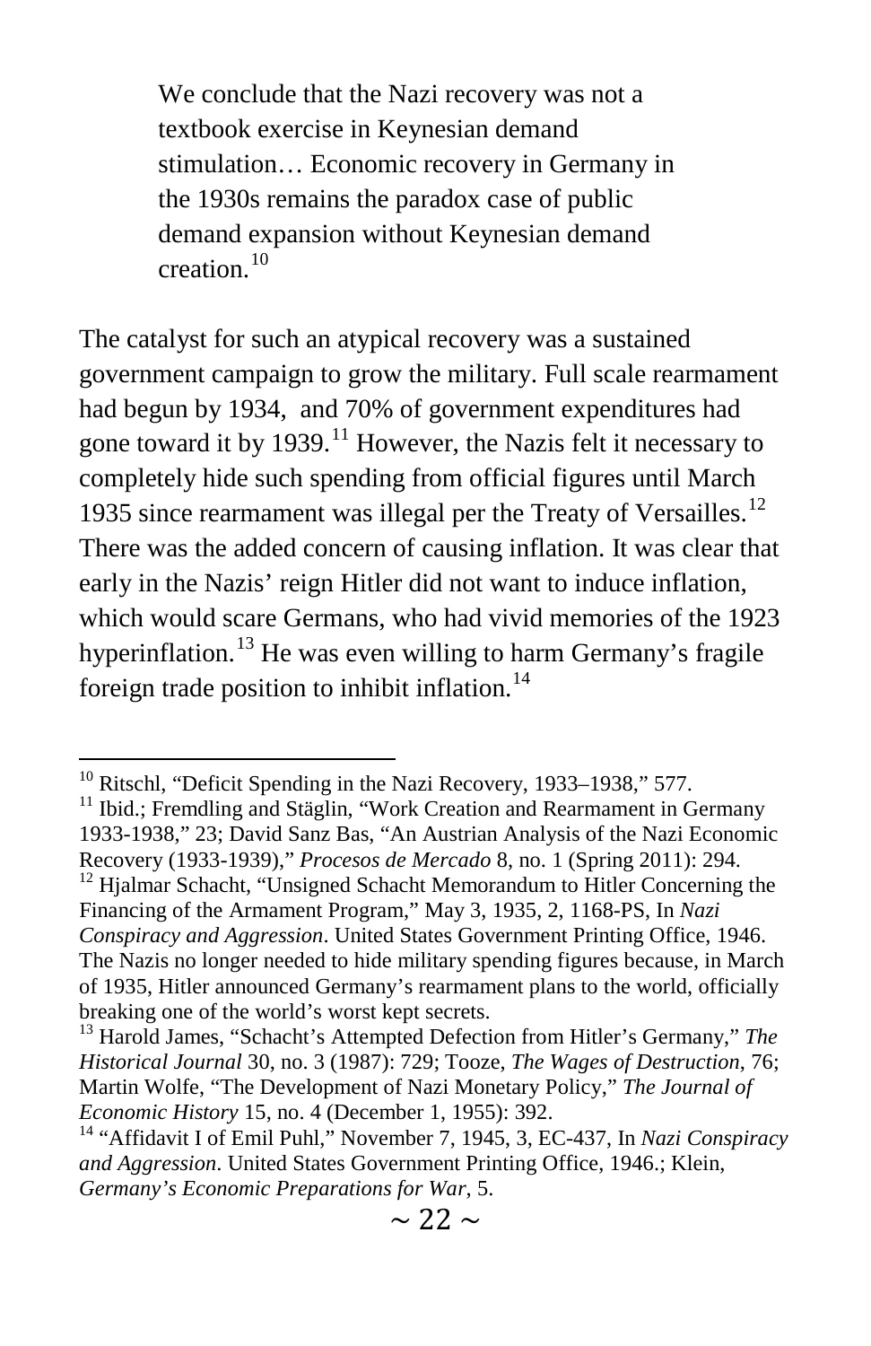> We conclude that the Nazi recovery was not a textbook exercise in Keynesian demand stimulation… Economic recovery in Germany in the 1930s remains the paradox case of public demand expansion without Keynesian demand creation.[10]

The catalyst for such an atypical recovery was a sustained government campaign to grow the military. Full scale rearmament had begun by 1934, and 70% of government expenditures had gone toward it by 1939.[11] However, the Nazis felt it necessary to completely hide such spending from official figures until March 1935 since rearmament was illegal per the Treaty of Versailles.[12] There was the added concern of causing inflation. It was clear that early in the Nazis' reign Hitler did not want to induce inflation, which would scare Germans, who had vivid memories of the 1923 hyperinflation.[13] He was even willing to harm Germany's fragile foreign trade position to inhibit inflation.[14]

---

[10] Ritschl, "Deficit Spending in the Nazi Recovery, 1933–1938," 577.

[11] Ibid.; Fremdling and Stäglin, "Work Creation and Rearmament in Germany 1933-1938," 23; David Sanz Bas, "An Austrian Analysis of the Nazi Economic Recovery (1933-1939)," *Procesos de Mercado* 8, no. 1 (Spring 2011): 294.

[12] Hjalmar Schacht, "Unsigned Schacht Memorandum to Hitler Concerning the Financing of the Armament Program," May 3, 1935, 2, 1168-PS, In *Nazi Conspiracy and Aggression*. United States Government Printing Office, 1946. The Nazis no longer needed to hide military spending figures because, in March of 1935, Hitler announced Germany's rearmament plans to the world, officially breaking one of the world's worst kept secrets.

[13] Harold James, "Schacht's Attempted Defection from Hitler's Germany," *The Historical Journal* 30, no. 3 (1987): 729; Tooze, *The Wages of Destruction*, 76; Martin Wolfe, "The Development of Nazi Monetary Policy," *The Journal of Economic History* 15, no. 4 (December 1, 1955): 392.

[14] "Affidavit I of Emil Puhl," November 7, 1945, 3, EC-437, In *Nazi Conspiracy and Aggression*. United States Government Printing Office, 1946.; Klein, *Germany's Economic Preparations for War*, 5.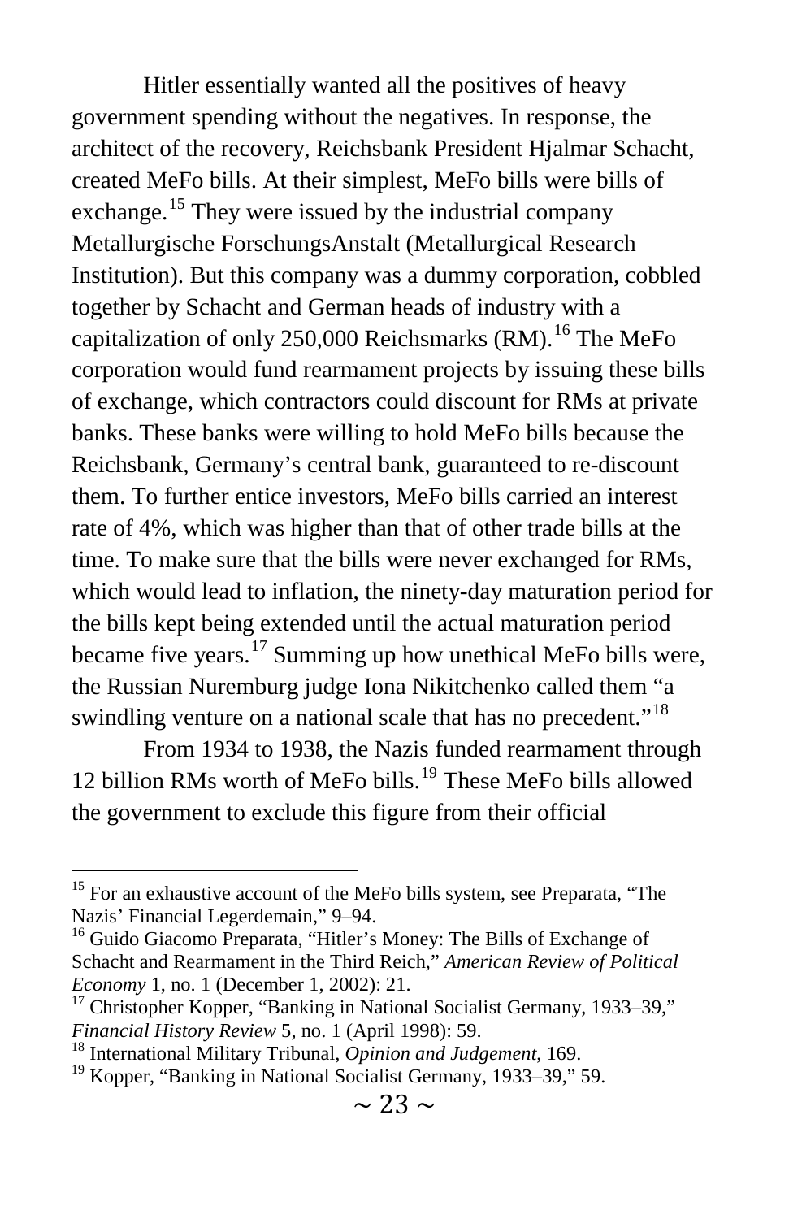Hitler essentially wanted all the positives of heavy government spending without the negatives. In response, the architect of the recovery, Reichsbank President Hjalmar Schacht, created MeFo bills. At their simplest, MeFo bills were bills of exchange.[15] They were issued by the industrial company Metallurgische ForschungsAnstalt (Metallurgical Research Institution). But this company was a dummy corporation, cobbled together by Schacht and German heads of industry with a capitalization of only 250,000 Reichsmarks (RM).[16] The MeFo corporation would fund rearmament projects by issuing these bills of exchange, which contractors could discount for RMs at private banks. These banks were willing to hold MeFo bills because the Reichsbank, Germany's central bank, guaranteed to re-discount them. To further entice investors, MeFo bills carried an interest rate of 4%, which was higher than that of other trade bills at the time. To make sure that the bills were never exchanged for RMs, which would lead to inflation, the ninety-day maturation period for the bills kept being extended until the actual maturation period became five years.[17] Summing up how unethical MeFo bills were, the Russian Nuremburg judge Iona Nikitchenko called them "a swindling venture on a national scale that has no precedent."[18]

From 1934 to 1938, the Nazis funded rearmament through 12 billion RMs worth of MeFo bills.[19] These MeFo bills allowed the government to exclude this figure from their official

---

[15] For an exhaustive account of the MeFo bills system, see Preparata, "The Nazis' Financial Legerdemain," 9–94.

[16] Guido Giacomo Preparata, "Hitler's Money: The Bills of Exchange of Schacht and Rearmament in the Third Reich," *American Review of Political Economy* 1, no. 1 (December 1, 2002): 21.

[17] Christopher Kopper, "Banking in National Socialist Germany, 1933–39," *Financial History Review* 5, no. 1 (April 1998): 59.

[18] International Military Tribunal, *Opinion and Judgement*, 169.

[19] Kopper, "Banking in National Socialist Germany, 1933–39," 59.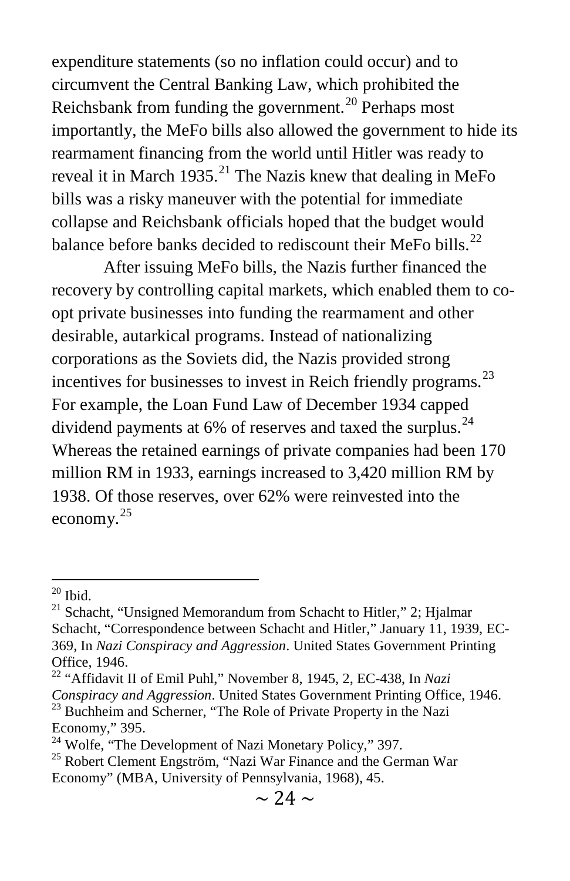expenditure statements (so no inflation could occur) and to circumvent the Central Banking Law, which prohibited the Reichsbank from funding the government.[20] Perhaps most importantly, the MeFo bills also allowed the government to hide its rearmament financing from the world until Hitler was ready to reveal it in March 1935.[21] The Nazis knew that dealing in MeFo bills was a risky maneuver with the potential for immediate collapse and Reichsbank officials hoped that the budget would balance before banks decided to rediscount their MeFo bills.[22]

After issuing MeFo bills, the Nazis further financed the recovery by controlling capital markets, which enabled them to co-opt private businesses into funding the rearmament and other desirable, autarkical programs. Instead of nationalizing corporations as the Soviets did, the Nazis provided strong incentives for businesses to invest in Reich friendly programs.[23] For example, the Loan Fund Law of December 1934 capped dividend payments at 6% of reserves and taxed the surplus.[24] Whereas the retained earnings of private companies had been 170 million RM in 1933, earnings increased to 3,420 million RM by 1938. Of those reserves, over 62% were reinvested into the economy.[25]

---

[20] Ibid.

[21] Schacht, "Unsigned Memorandum from Schacht to Hitler," 2; Hjalmar Schacht, "Correspondence between Schacht and Hitler," January 11, 1939, EC-369, In *Nazi Conspiracy and Aggression*. United States Government Printing Office, 1946.

[22] "Affidavit II of Emil Puhl," November 8, 1945, 2, EC-438, In *Nazi Conspiracy and Aggression*. United States Government Printing Office, 1946.

[23] Buchheim and Scherner, "The Role of Private Property in the Nazi Economy," 395.

[24] Wolfe, "The Development of Nazi Monetary Policy," 397.

[25] Robert Clement Engström, "Nazi War Finance and the German War Economy" (MBA, University of Pennsylvania, 1968), 45.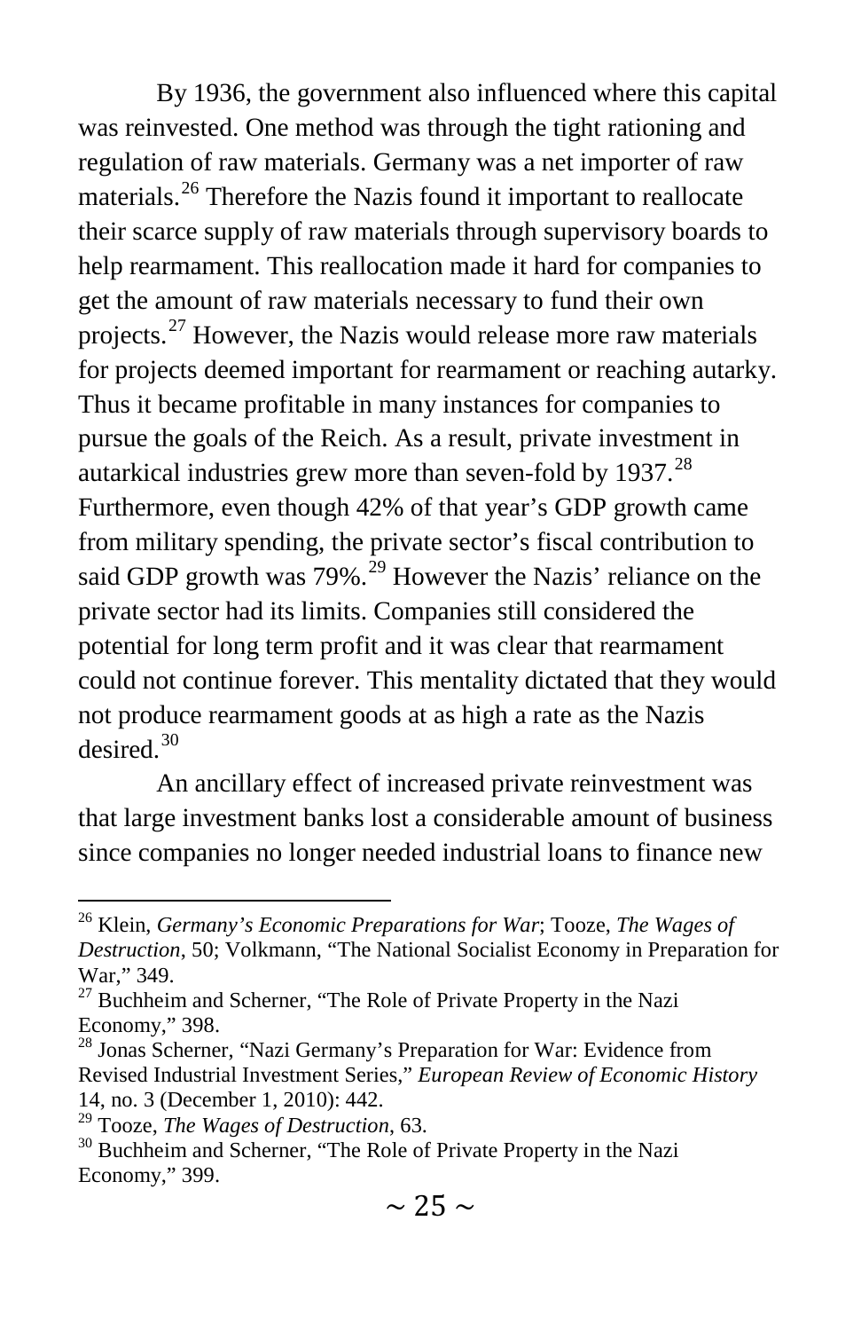By 1936, the government also influenced where this capital was reinvested. One method was through the tight rationing and regulation of raw materials. Germany was a net importer of raw materials.[26] Therefore the Nazis found it important to reallocate their scarce supply of raw materials through supervisory boards to help rearmament. This reallocation made it hard for companies to get the amount of raw materials necessary to fund their own projects.[27] However, the Nazis would release more raw materials for projects deemed important for rearmament or reaching autarky. Thus it became profitable in many instances for companies to pursue the goals of the Reich. As a result, private investment in autarkical industries grew more than seven-fold by 1937.[28] Furthermore, even though 42% of that year's GDP growth came from military spending, the private sector's fiscal contribution to said GDP growth was 79%.[29] However the Nazis' reliance on the private sector had its limits. Companies still considered the potential for long term profit and it was clear that rearmament could not continue forever. This mentality dictated that they would not produce rearmament goods at as high a rate as the Nazis desired.[30]

An ancillary effect of increased private reinvestment was that large investment banks lost a considerable amount of business since companies no longer needed industrial loans to finance new

---

[26] Klein, *Germany's Economic Preparations for War*; Tooze, *The Wages of Destruction*, 50; Volkmann, "The National Socialist Economy in Preparation for War," 349.

[27] Buchheim and Scherner, "The Role of Private Property in the Nazi Economy," 398.

[28] Jonas Scherner, "Nazi Germany's Preparation for War: Evidence from Revised Industrial Investment Series," *European Review of Economic History* 14, no. 3 (December 1, 2010): 442.

[29] Tooze, *The Wages of Destruction*, 63.

[30] Buchheim and Scherner, "The Role of Private Property in the Nazi Economy," 399.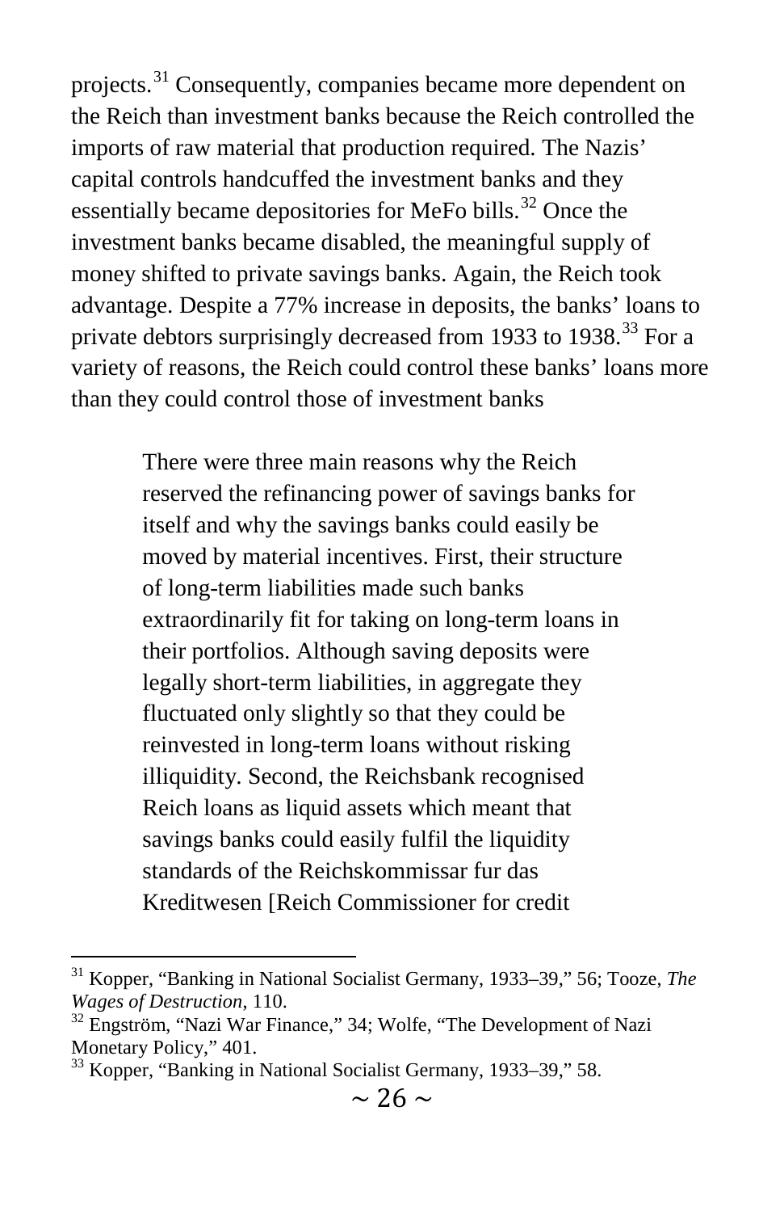projects.[31] Consequently, companies became more dependent on the Reich than investment banks because the Reich controlled the imports of raw material that production required. The Nazis' capital controls handcuffed the investment banks and they essentially became depositories for MeFo bills.[32] Once the investment banks became disabled, the meaningful supply of money shifted to private savings banks. Again, the Reich took advantage. Despite a 77% increase in deposits, the banks' loans to private debtors surprisingly decreased from 1933 to 1938.[33] For a variety of reasons, the Reich could control these banks' loans more than they could control those of investment banks

> There were three main reasons why the Reich reserved the refinancing power of savings banks for itself and why the savings banks could easily be moved by material incentives. First, their structure of long-term liabilities made such banks extraordinarily fit for taking on long-term loans in their portfolios. Although saving deposits were legally short-term liabilities, in aggregate they fluctuated only slightly so that they could be reinvested in long-term loans without risking illiquidity. Second, the Reichsbank recognised Reich loans as liquid assets which meant that savings banks could easily fulfil the liquidity standards of the Reichskommissar fur das Kreditwesen [Reich Commissioner for credit

---

[31] Kopper, "Banking in National Socialist Germany, 1933–39," 56; Tooze, *The Wages of Destruction*, 110.

[32] Engström, "Nazi War Finance," 34; Wolfe, "The Development of Nazi Monetary Policy," 401.

[33] Kopper, "Banking in National Socialist Germany, 1933–39," 58.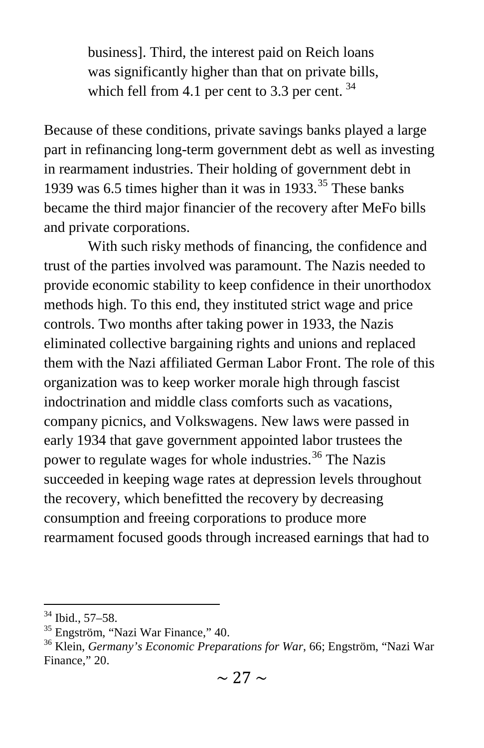> business]. Third, the interest paid on Reich loans was significantly higher than that on private bills, which fell from 4.1 per cent to 3.3 per cent. [34]

Because of these conditions, private savings banks played a large part in refinancing long-term government debt as well as investing in rearmament industries. Their holding of government debt in 1939 was 6.5 times higher than it was in 1933.[35] These banks became the third major financier of the recovery after MeFo bills and private corporations.

With such risky methods of financing, the confidence and trust of the parties involved was paramount. The Nazis needed to provide economic stability to keep confidence in their unorthodox methods high. To this end, they instituted strict wage and price controls. Two months after taking power in 1933, the Nazis eliminated collective bargaining rights and unions and replaced them with the Nazi affiliated German Labor Front. The role of this organization was to keep worker morale high through fascist indoctrination and middle class comforts such as vacations, company picnics, and Volkswagens. New laws were passed in early 1934 that gave government appointed labor trustees the power to regulate wages for whole industries.[36] The Nazis succeeded in keeping wage rates at depression levels throughout the recovery, which benefitted the recovery by decreasing consumption and freeing corporations to produce more rearmament focused goods through increased earnings that had to

---

[34] Ibid., 57–58.

[35] Engström, "Nazi War Finance," 40.

[36] Klein, *Germany's Economic Preparations for War*, 66; Engström, "Nazi War Finance," 20.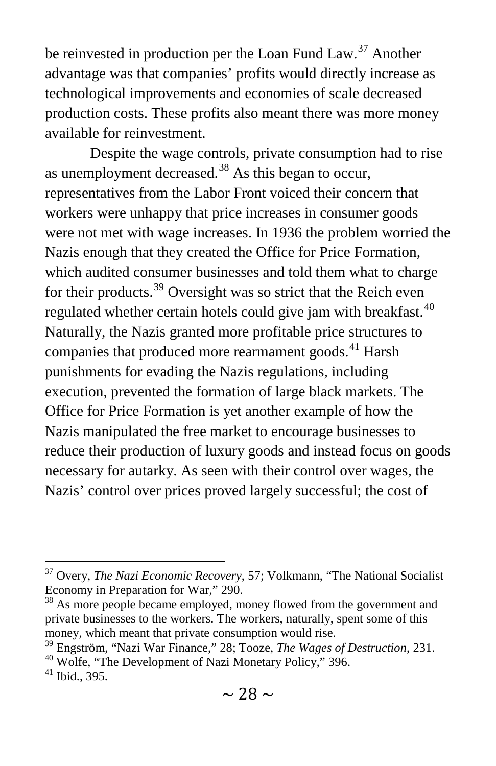be reinvested in production per the Loan Fund Law.[37] Another advantage was that companies' profits would directly increase as technological improvements and economies of scale decreased production costs. These profits also meant there was more money available for reinvestment.

Despite the wage controls, private consumption had to rise as unemployment decreased.[38] As this began to occur, representatives from the Labor Front voiced their concern that workers were unhappy that price increases in consumer goods were not met with wage increases. In 1936 the problem worried the Nazis enough that they created the Office for Price Formation, which audited consumer businesses and told them what to charge for their products.[39] Oversight was so strict that the Reich even regulated whether certain hotels could give jam with breakfast.[40] Naturally, the Nazis granted more profitable price structures to companies that produced more rearmament goods.[41] Harsh punishments for evading the Nazis regulations, including execution, prevented the formation of large black markets. The Office for Price Formation is yet another example of how the Nazis manipulated the free market to encourage businesses to reduce their production of luxury goods and instead focus on goods necessary for autarky. As seen with their control over wages, the Nazis' control over prices proved largely successful; the cost of

---

[37] Overy, *The Nazi Economic Recovery*, 57; Volkmann, "The National Socialist Economy in Preparation for War," 290.

[38] As more people became employed, money flowed from the government and private businesses to the workers. The workers, naturally, spent some of this money, which meant that private consumption would rise.

[39] Engström, "Nazi War Finance," 28; Tooze, *The Wages of Destruction*, 231.

[40] Wolfe, "The Development of Nazi Monetary Policy," 396.

[41] Ibid., 395.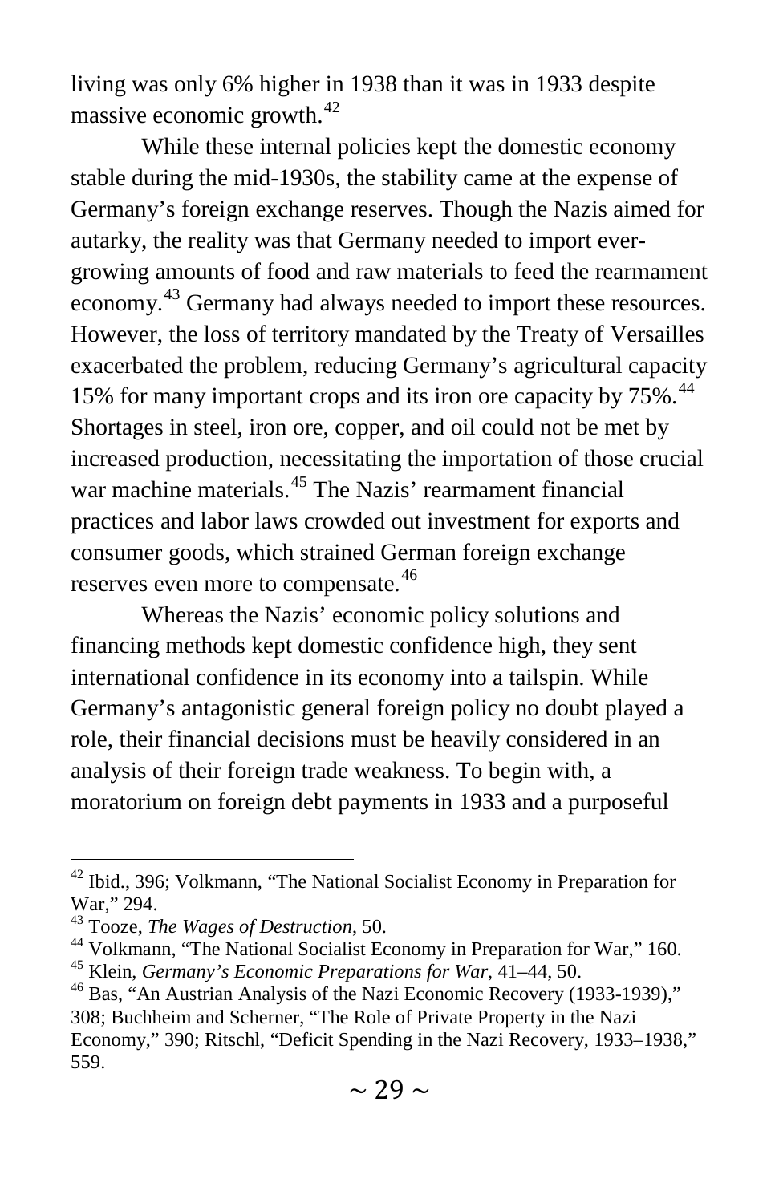living was only 6% higher in 1938 than it was in 1933 despite massive economic growth.[42]

While these internal policies kept the domestic economy stable during the mid-1930s, the stability came at the expense of Germany's foreign exchange reserves. Though the Nazis aimed for autarky, the reality was that Germany needed to import ever-growing amounts of food and raw materials to feed the rearmament economy.[43] Germany had always needed to import these resources. However, the loss of territory mandated by the Treaty of Versailles exacerbated the problem, reducing Germany's agricultural capacity 15% for many important crops and its iron ore capacity by 75%.[44] Shortages in steel, iron ore, copper, and oil could not be met by increased production, necessitating the importation of those crucial war machine materials.[45] The Nazis' rearmament financial practices and labor laws crowded out investment for exports and consumer goods, which strained German foreign exchange reserves even more to compensate.[46]

Whereas the Nazis' economic policy solutions and financing methods kept domestic confidence high, they sent international confidence in its economy into a tailspin. While Germany's antagonistic general foreign policy no doubt played a role, their financial decisions must be heavily considered in an analysis of their foreign trade weakness. To begin with, a moratorium on foreign debt payments in 1933 and a purposeful

---

[42] Ibid., 396; Volkmann, "The National Socialist Economy in Preparation for War," 294.

[43] Tooze, *The Wages of Destruction*, 50.

[44] Volkmann, "The National Socialist Economy in Preparation for War," 160.

[45] Klein, *Germany's Economic Preparations for War*, 41–44, 50.

[46] Bas, "An Austrian Analysis of the Nazi Economic Recovery (1933-1939)," 308; Buchheim and Scherner, "The Role of Private Property in the Nazi Economy," 390; Ritschl, "Deficit Spending in the Nazi Recovery, 1933–1938," 559.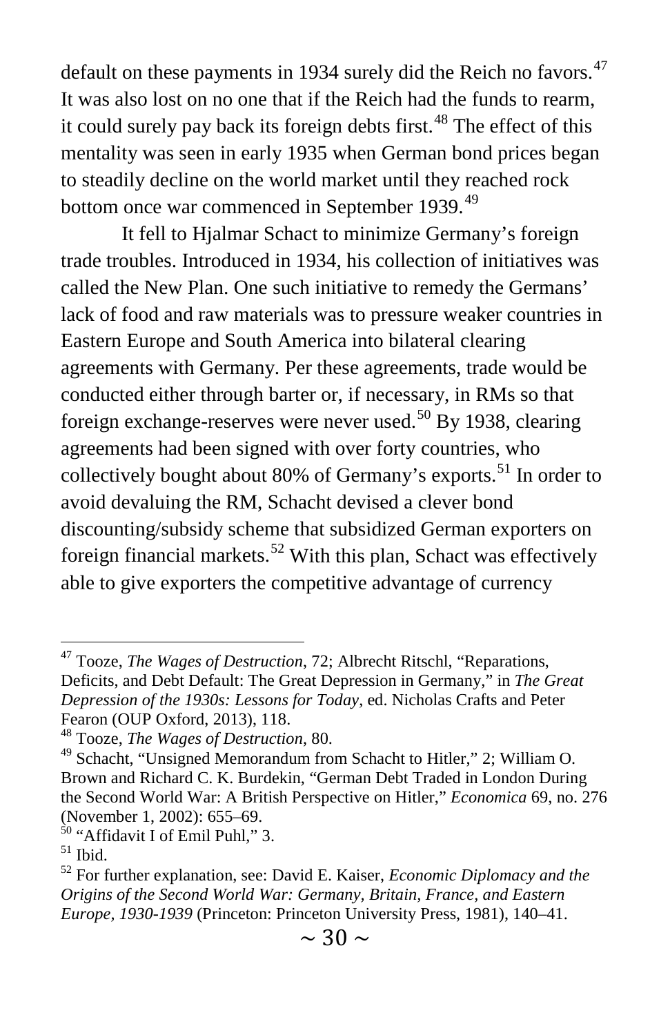default on these payments in 1934 surely did the Reich no favors.[47] It was also lost on no one that if the Reich had the funds to rearm, it could surely pay back its foreign debts first.[48] The effect of this mentality was seen in early 1935 when German bond prices began to steadily decline on the world market until they reached rock bottom once war commenced in September 1939.[49]

It fell to Hjalmar Schact to minimize Germany's foreign trade troubles. Introduced in 1934, his collection of initiatives was called the New Plan. One such initiative to remedy the Germans' lack of food and raw materials was to pressure weaker countries in Eastern Europe and South America into bilateral clearing agreements with Germany. Per these agreements, trade would be conducted either through barter or, if necessary, in RMs so that foreign exchange-reserves were never used.[50] By 1938, clearing agreements had been signed with over forty countries, who collectively bought about 80% of Germany's exports.[51] In order to avoid devaluing the RM, Schacht devised a clever bond discounting/subsidy scheme that subsidized German exporters on foreign financial markets.[52] With this plan, Schact was effectively able to give exporters the competitive advantage of currency

---

[47] Tooze, *The Wages of Destruction*, 72; Albrecht Ritschl, "Reparations, Deficits, and Debt Default: The Great Depression in Germany," in *The Great Depression of the 1930s: Lessons for Today*, ed. Nicholas Crafts and Peter Fearon (OUP Oxford, 2013), 118.

[48] Tooze, *The Wages of Destruction*, 80.

[49] Schacht, "Unsigned Memorandum from Schacht to Hitler," 2; William O. Brown and Richard C. K. Burdekin, "German Debt Traded in London During the Second World War: A British Perspective on Hitler," *Economica* 69, no. 276 (November 1, 2002): 655–69.

[50] "Affidavit I of Emil Puhl," 3.

[51] Ibid.

[52] For further explanation, see: David E. Kaiser, *Economic Diplomacy and the Origins of the Second World War: Germany, Britain, France, and Eastern Europe, 1930-1939* (Princeton: Princeton University Press, 1981), 140–41.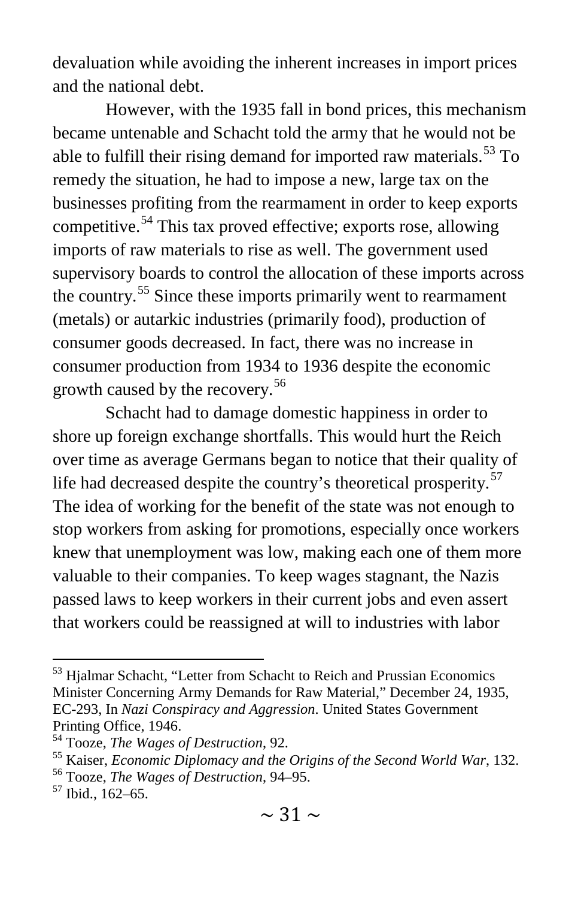devaluation while avoiding the inherent increases in import prices and the national debt.

However, with the 1935 fall in bond prices, this mechanism became untenable and Schacht told the army that he would not be able to fulfill their rising demand for imported raw materials.[53] To remedy the situation, he had to impose a new, large tax on the businesses profiting from the rearmament in order to keep exports competitive.[54] This tax proved effective; exports rose, allowing imports of raw materials to rise as well. The government used supervisory boards to control the allocation of these imports across the country.[55] Since these imports primarily went to rearmament (metals) or autarkic industries (primarily food), production of consumer goods decreased. In fact, there was no increase in consumer production from 1934 to 1936 despite the economic growth caused by the recovery.[56]

Schacht had to damage domestic happiness in order to shore up foreign exchange shortfalls. This would hurt the Reich over time as average Germans began to notice that their quality of life had decreased despite the country's theoretical prosperity.[57] The idea of working for the benefit of the state was not enough to stop workers from asking for promotions, especially once workers knew that unemployment was low, making each one of them more valuable to their companies. To keep wages stagnant, the Nazis passed laws to keep workers in their current jobs and even assert that workers could be reassigned at will to industries with labor

---

[53] Hjalmar Schacht, "Letter from Schacht to Reich and Prussian Economics Minister Concerning Army Demands for Raw Material," December 24, 1935, EC-293, In *Nazi Conspiracy and Aggression*. United States Government Printing Office, 1946.

[54] Tooze, *The Wages of Destruction*, 92.

[55] Kaiser, *Economic Diplomacy and the Origins of the Second World War*, 132.

[56] Tooze, *The Wages of Destruction*, 94–95.

[57] Ibid., 162–65.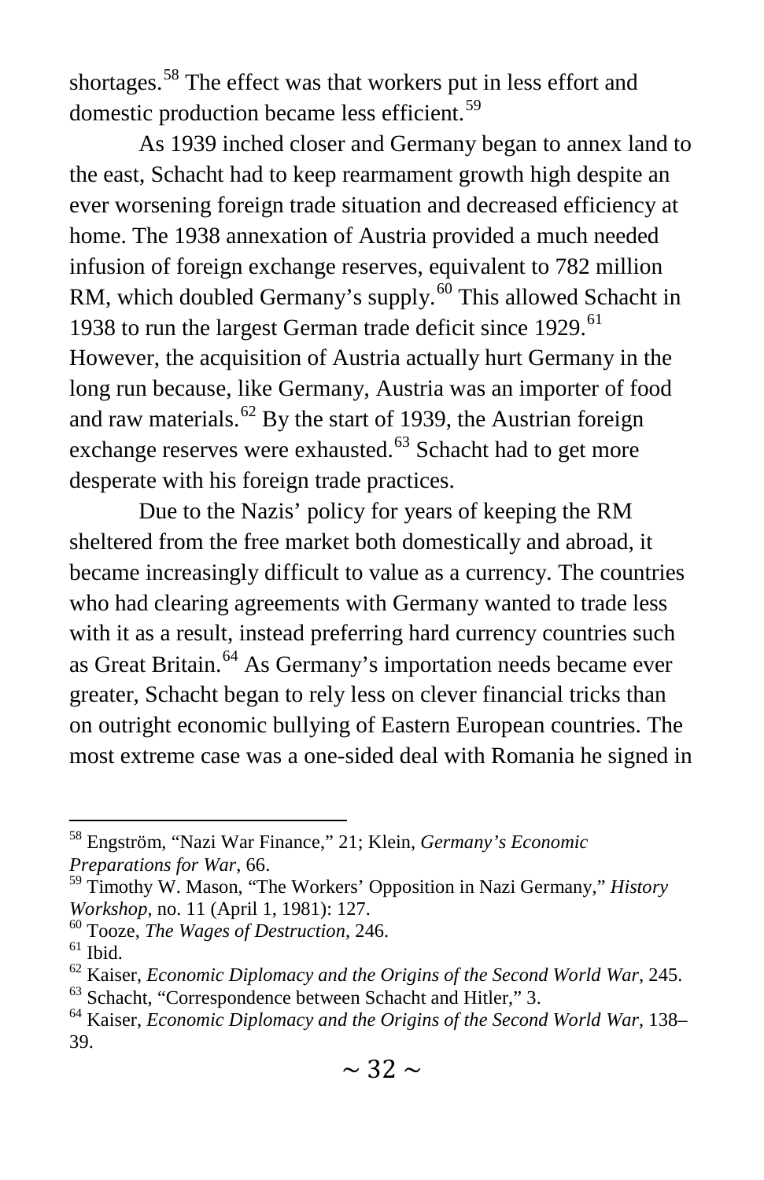shortages.[58] The effect was that workers put in less effort and domestic production became less efficient.[59]

As 1939 inched closer and Germany began to annex land to the east, Schacht had to keep rearmament growth high despite an ever worsening foreign trade situation and decreased efficiency at home. The 1938 annexation of Austria provided a much needed infusion of foreign exchange reserves, equivalent to 782 million RM, which doubled Germany's supply.[60] This allowed Schacht in 1938 to run the largest German trade deficit since 1929.[61] However, the acquisition of Austria actually hurt Germany in the long run because, like Germany, Austria was an importer of food and raw materials.[62] By the start of 1939, the Austrian foreign exchange reserves were exhausted.[63] Schacht had to get more desperate with his foreign trade practices.

Due to the Nazis' policy for years of keeping the RM sheltered from the free market both domestically and abroad, it became increasingly difficult to value as a currency. The countries who had clearing agreements with Germany wanted to trade less with it as a result, instead preferring hard currency countries such as Great Britain.[64] As Germany's importation needs became ever greater, Schacht began to rely less on clever financial tricks than on outright economic bullying of Eastern European countries. The most extreme case was a one-sided deal with Romania he signed in

---

[58] Engström, "Nazi War Finance," 21; Klein, *Germany's Economic Preparations for War*, 66.

[59] Timothy W. Mason, "The Workers' Opposition in Nazi Germany," *History Workshop*, no. 11 (April 1, 1981): 127.

[60] Tooze, *The Wages of Destruction*, 246.

[61] Ibid.

[62] Kaiser, *Economic Diplomacy and the Origins of the Second World War*, 245.

[63] Schacht, "Correspondence between Schacht and Hitler," 3.

[64] Kaiser, *Economic Diplomacy and the Origins of the Second World War*, 138–39.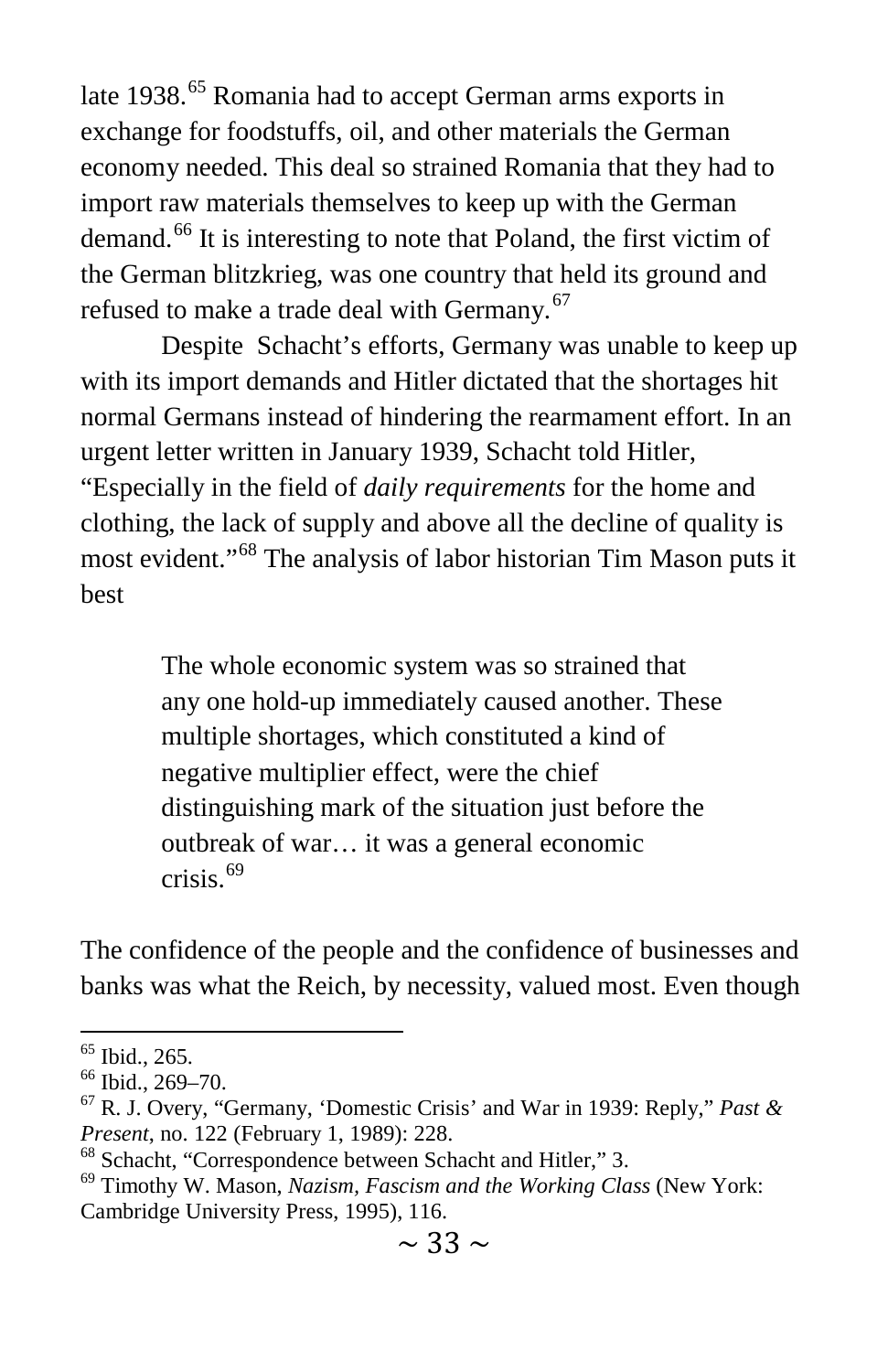late 1938.[65] Romania had to accept German arms exports in exchange for foodstuffs, oil, and other materials the German economy needed. This deal so strained Romania that they had to import raw materials themselves to keep up with the German demand.[66] It is interesting to note that Poland, the first victim of the German blitzkrieg, was one country that held its ground and refused to make a trade deal with Germany.[67]

Despite Schacht's efforts, Germany was unable to keep up with its import demands and Hitler dictated that the shortages hit normal Germans instead of hindering the rearmament effort. In an urgent letter written in January 1939, Schacht told Hitler, "Especially in the field of *daily requirements* for the home and clothing, the lack of supply and above all the decline of quality is most evident."[68] The analysis of labor historian Tim Mason puts it best

> The whole economic system was so strained that any one hold-up immediately caused another. These multiple shortages, which constituted a kind of negative multiplier effect, were the chief distinguishing mark of the situation just before the outbreak of war… it was a general economic crisis.[69]

The confidence of the people and the confidence of businesses and banks was what the Reich, by necessity, valued most. Even though

---

[65] Ibid., 265.
[66] Ibid., 269–70.
[67] R. J. Overy, "Germany, 'Domestic Crisis' and War in 1939: Reply," *Past & Present*, no. 122 (February 1, 1989): 228.
[68] Schacht, "Correspondence between Schacht and Hitler," 3.
[69] Timothy W. Mason, *Nazism, Fascism and the Working Class* (New York: Cambridge University Press, 1995), 116.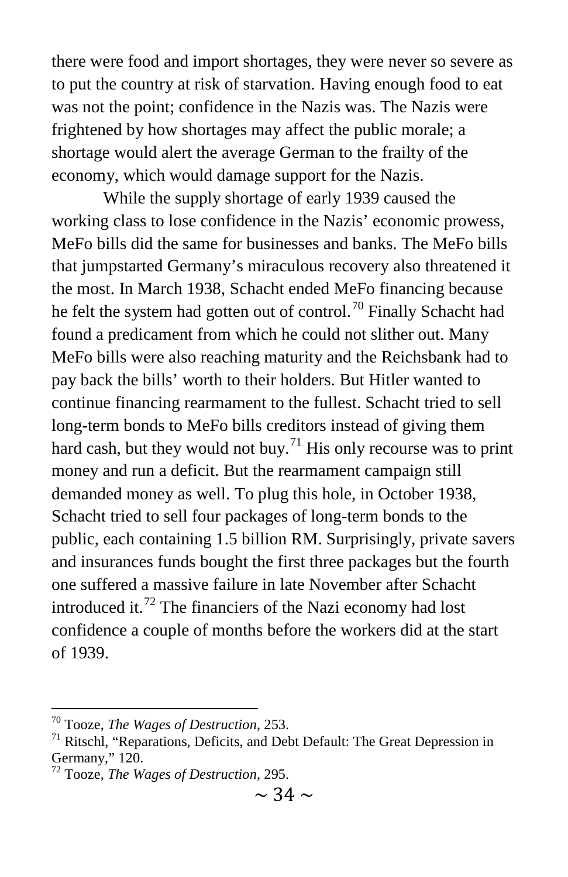there were food and import shortages, they were never so severe as to put the country at risk of starvation. Having enough food to eat was not the point; confidence in the Nazis was. The Nazis were frightened by how shortages may affect the public morale; a shortage would alert the average German to the frailty of the economy, which would damage support for the Nazis.

While the supply shortage of early 1939 caused the working class to lose confidence in the Nazis' economic prowess, MeFo bills did the same for businesses and banks. The MeFo bills that jumpstarted Germany's miraculous recovery also threatened it the most. In March 1938, Schacht ended MeFo financing because he felt the system had gotten out of control.[70] Finally Schacht had found a predicament from which he could not slither out. Many MeFo bills were also reaching maturity and the Reichsbank had to pay back the bills' worth to their holders. But Hitler wanted to continue financing rearmament to the fullest. Schacht tried to sell long-term bonds to MeFo bills creditors instead of giving them hard cash, but they would not buy.[71] His only recourse was to print money and run a deficit. But the rearmament campaign still demanded money as well. To plug this hole, in October 1938, Schacht tried to sell four packages of long-term bonds to the public, each containing 1.5 billion RM. Surprisingly, private savers and insurances funds bought the first three packages but the fourth one suffered a massive failure in late November after Schacht introduced it.[72] The financiers of the Nazi economy had lost confidence a couple of months before the workers did at the start of 1939.

---

[70] Tooze, *The Wages of Destruction*, 253.

[71] Ritschl, "Reparations, Deficits, and Debt Default: The Great Depression in Germany," 120.

[72] Tooze, *The Wages of Destruction*, 295.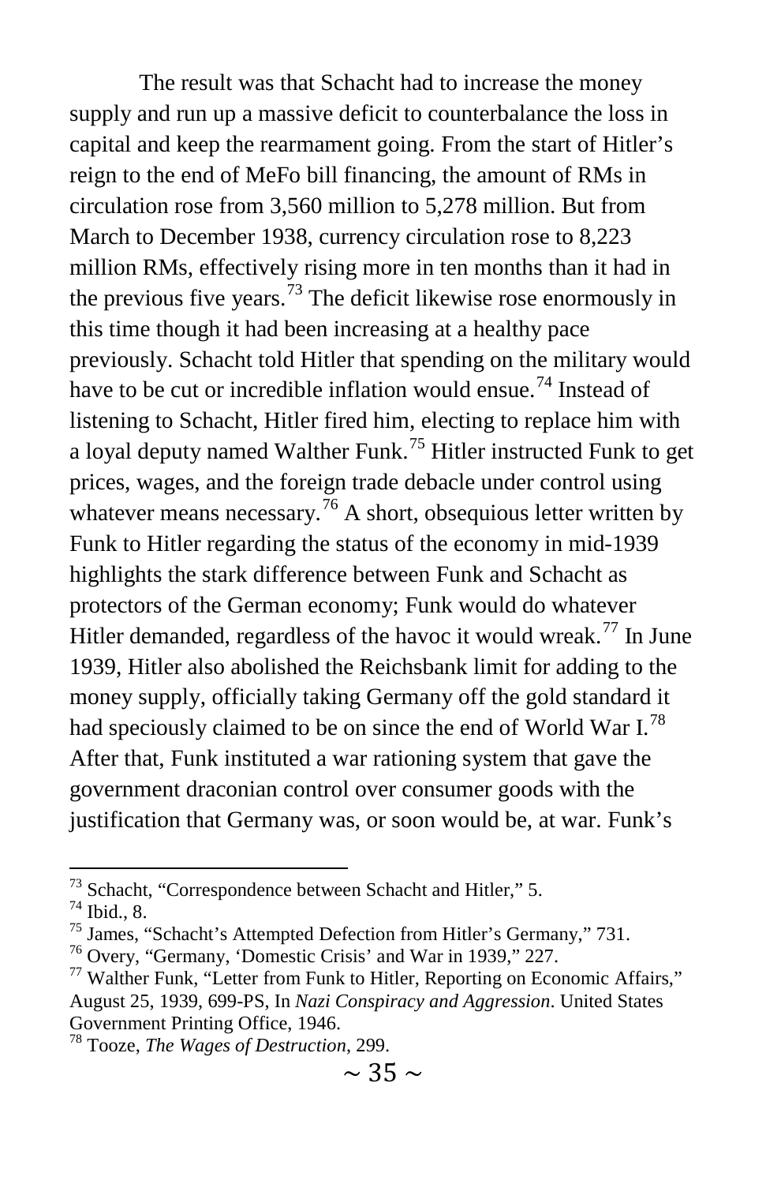The result was that Schacht had to increase the money supply and run up a massive deficit to counterbalance the loss in capital and keep the rearmament going. From the start of Hitler's reign to the end of MeFo bill financing, the amount of RMs in circulation rose from 3,560 million to 5,278 million. But from March to December 1938, currency circulation rose to 8,223 million RMs, effectively rising more in ten months than it had in the previous five years.[73] The deficit likewise rose enormously in this time though it had been increasing at a healthy pace previously. Schacht told Hitler that spending on the military would have to be cut or incredible inflation would ensue.[74] Instead of listening to Schacht, Hitler fired him, electing to replace him with a loyal deputy named Walther Funk.[75] Hitler instructed Funk to get prices, wages, and the foreign trade debacle under control using whatever means necessary.[76] A short, obsequious letter written by Funk to Hitler regarding the status of the economy in mid-1939 highlights the stark difference between Funk and Schacht as protectors of the German economy; Funk would do whatever Hitler demanded, regardless of the havoc it would wreak.[77] In June 1939, Hitler also abolished the Reichsbank limit for adding to the money supply, officially taking Germany off the gold standard it had speciously claimed to be on since the end of World War I.[78] After that, Funk instituted a war rationing system that gave the government draconian control over consumer goods with the justification that Germany was, or soon would be, at war. Funk's

---

[73] Schacht, "Correspondence between Schacht and Hitler," 5.
[74] Ibid., 8.
[75] James, "Schacht's Attempted Defection from Hitler's Germany," 731.
[76] Overy, "Germany, 'Domestic Crisis' and War in 1939," 227.
[77] Walther Funk, "Letter from Funk to Hitler, Reporting on Economic Affairs," August 25, 1939, 699-PS, In *Nazi Conspiracy and Aggression*. United States Government Printing Office, 1946.
[78] Tooze, *The Wages of Destruction*, 299.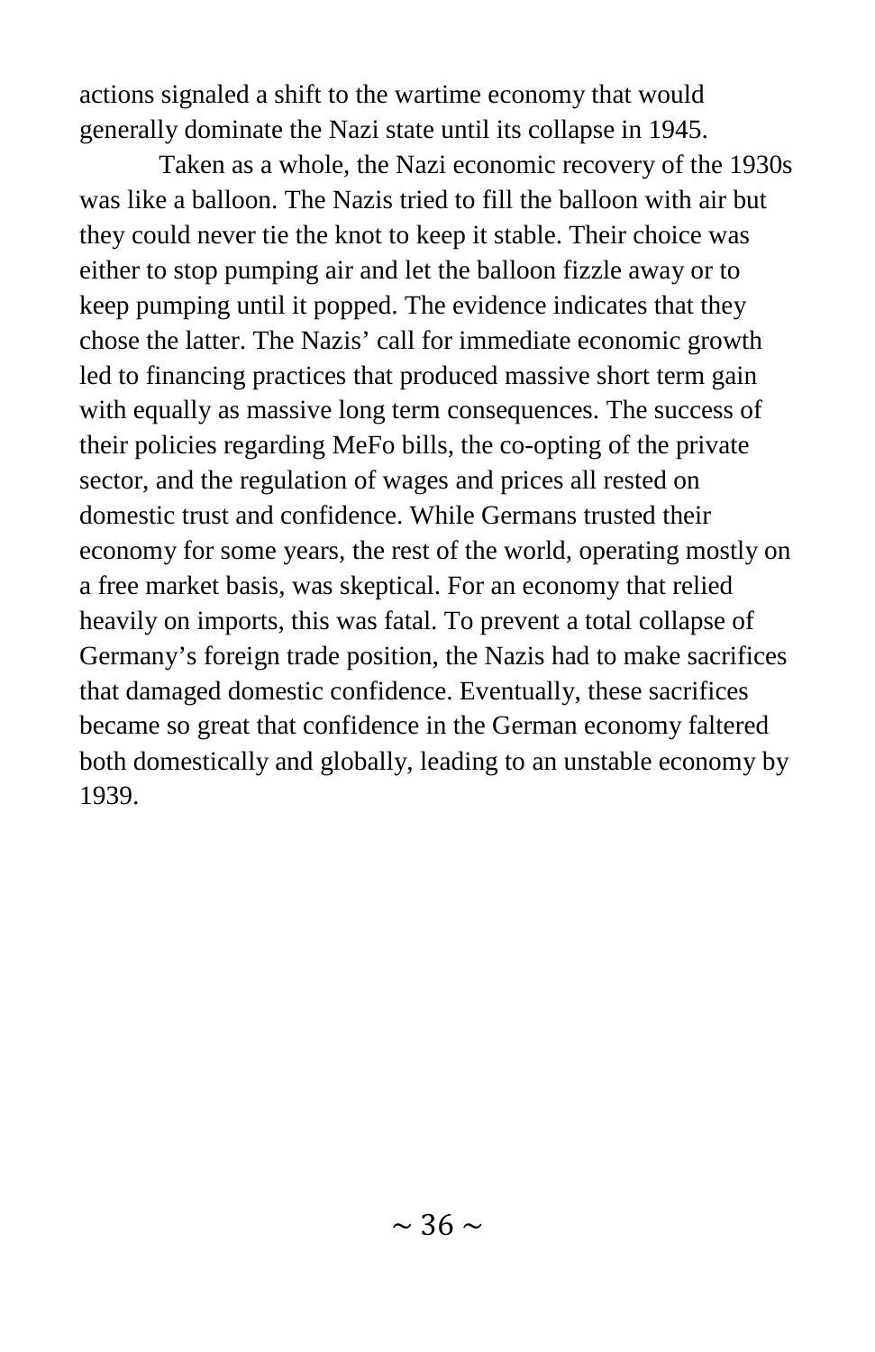actions signaled a shift to the wartime economy that would generally dominate the Nazi state until its collapse in 1945.

Taken as a whole, the Nazi economic recovery of the 1930s was like a balloon. The Nazis tried to fill the balloon with air but they could never tie the knot to keep it stable. Their choice was either to stop pumping air and let the balloon fizzle away or to keep pumping until it popped. The evidence indicates that they chose the latter. The Nazis' call for immediate economic growth led to financing practices that produced massive short term gain with equally as massive long term consequences. The success of their policies regarding MeFo bills, the co-opting of the private sector, and the regulation of wages and prices all rested on domestic trust and confidence. While Germans trusted their economy for some years, the rest of the world, operating mostly on a free market basis, was skeptical. For an economy that relied heavily on imports, this was fatal. To prevent a total collapse of Germany's foreign trade position, the Nazis had to make sacrifices that damaged domestic confidence. Eventually, these sacrifices became so great that confidence in the German economy faltered both domestically and globally, leading to an unstable economy by 1939.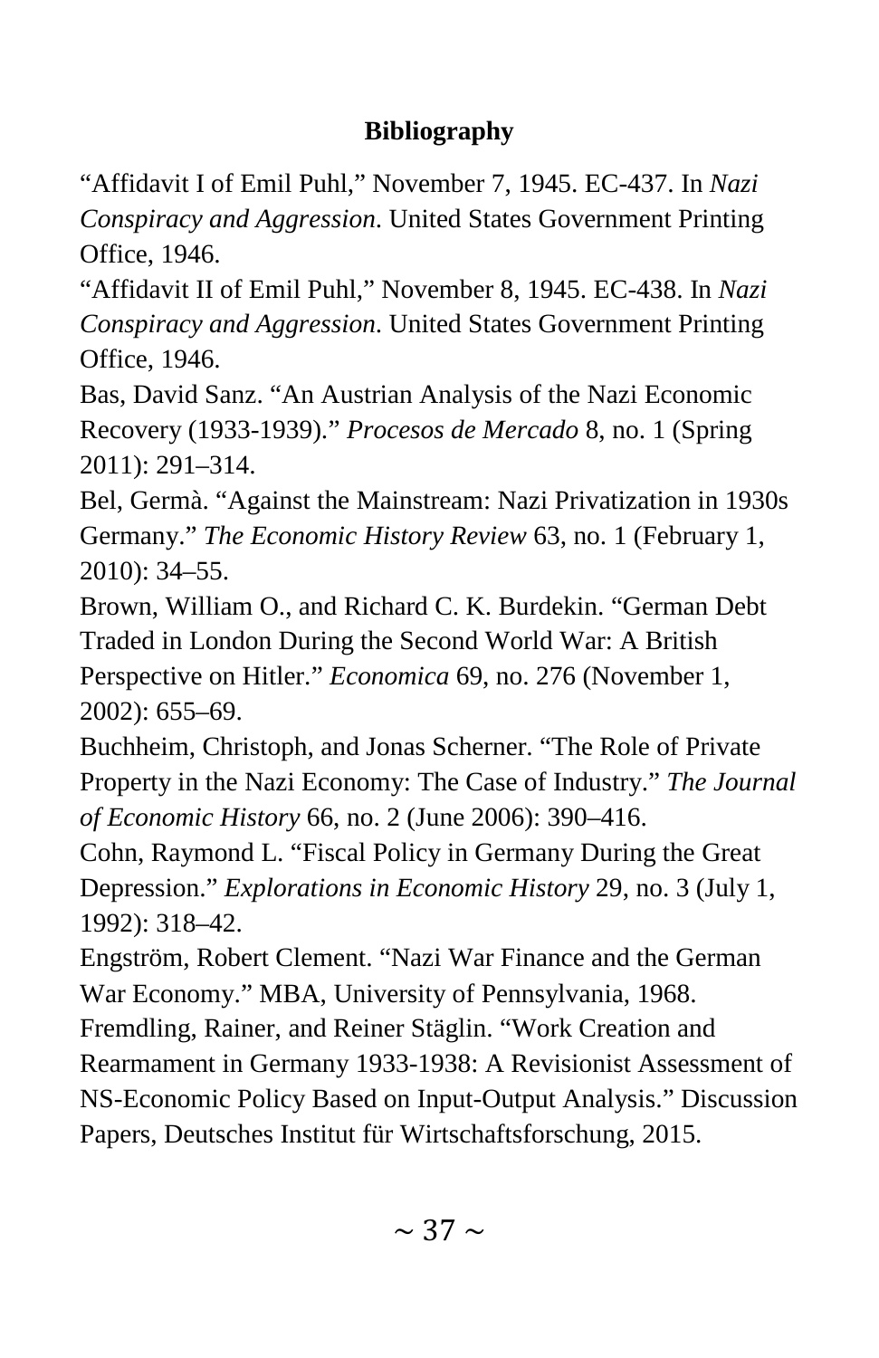## Bibliography

"Affidavit I of Emil Puhl," November 7, 1945. EC-437. In *Nazi Conspiracy and Aggression*. United States Government Printing Office, 1946.

"Affidavit II of Emil Puhl," November 8, 1945. EC-438. In *Nazi Conspiracy and Aggression*. United States Government Printing Office, 1946.

Bas, David Sanz. "An Austrian Analysis of the Nazi Economic Recovery (1933-1939)." *Procesos de Mercado* 8, no. 1 (Spring 2011): 291–314.

Bel, Germà. "Against the Mainstream: Nazi Privatization in 1930s Germany." *The Economic History Review* 63, no. 1 (February 1, 2010): 34–55.

Brown, William O., and Richard C. K. Burdekin. "German Debt Traded in London During the Second World War: A British Perspective on Hitler." *Economica* 69, no. 276 (November 1, 2002): 655–69.

Buchheim, Christoph, and Jonas Scherner. "The Role of Private Property in the Nazi Economy: The Case of Industry." *The Journal of Economic History* 66, no. 2 (June 2006): 390–416.

Cohn, Raymond L. "Fiscal Policy in Germany During the Great Depression." *Explorations in Economic History* 29, no. 3 (July 1, 1992): 318–42.

Engström, Robert Clement. "Nazi War Finance and the German War Economy." MBA, University of Pennsylvania, 1968.

Fremdling, Rainer, and Reiner Stäglin. "Work Creation and Rearmament in Germany 1933-1938: A Revisionist Assessment of NS-Economic Policy Based on Input-Output Analysis." Discussion Papers, Deutsches Institut für Wirtschaftsforschung, 2015.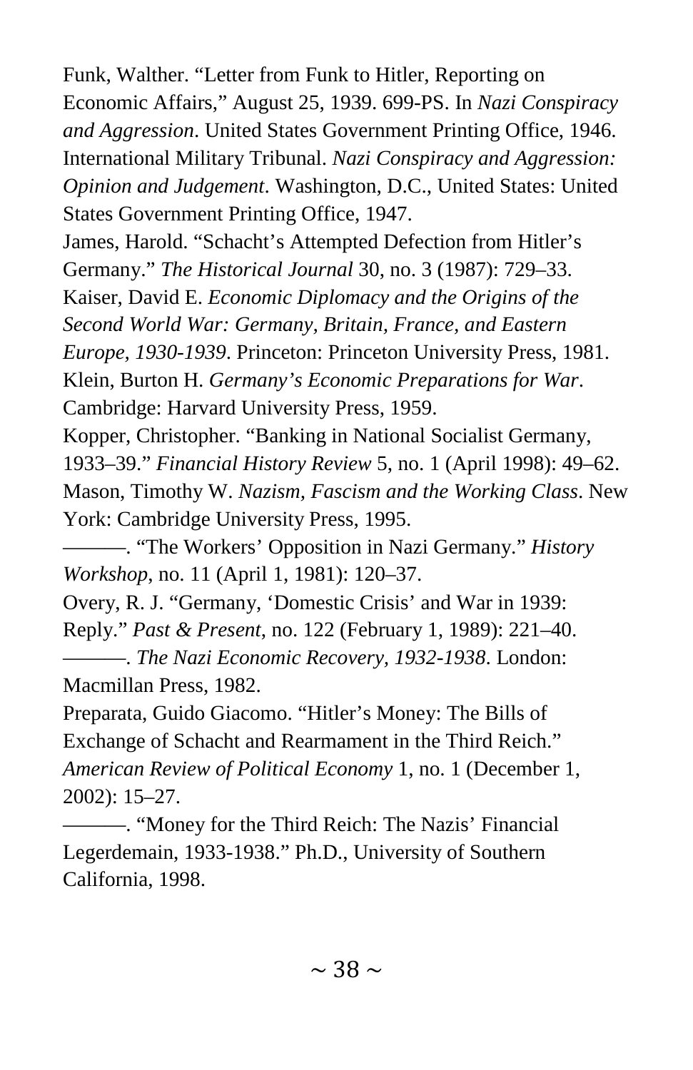Funk, Walther. “Letter from Funk to Hitler, Reporting on Economic Affairs,” August 25, 1939. 699-PS. In *Nazi Conspiracy and Aggression*. United States Government Printing Office, 1946.

International Military Tribunal. *Nazi Conspiracy and Aggression: Opinion and Judgement*. Washington, D.C., United States: United States Government Printing Office, 1947.

James, Harold. “Schacht’s Attempted Defection from Hitler’s Germany.” *The Historical Journal* 30, no. 3 (1987): 729–33.

Kaiser, David E. *Economic Diplomacy and the Origins of the Second World War: Germany, Britain, France, and Eastern Europe, 1930-1939*. Princeton: Princeton University Press, 1981.

Klein, Burton H. *Germany’s Economic Preparations for War*. Cambridge: Harvard University Press, 1959.

Kopper, Christopher. “Banking in National Socialist Germany, 1933–39.” *Financial History Review* 5, no. 1 (April 1998): 49–62.

Mason, Timothy W. *Nazism, Fascism and the Working Class*. New York: Cambridge University Press, 1995.

———. “The Workers’ Opposition in Nazi Germany.” *History Workshop*, no. 11 (April 1, 1981): 120–37.

Overy, R. J. “Germany, ‘Domestic Crisis’ and War in 1939: Reply.” *Past & Present*, no. 122 (February 1, 1989): 221–40.

———. *The Nazi Economic Recovery, 1932-1938*. London: Macmillan Press, 1982.

Preparata, Guido Giacomo. “Hitler’s Money: The Bills of Exchange of Schacht and Rearmament in the Third Reich.” *American Review of Political Economy* 1, no. 1 (December 1, 2002): 15–27.

———. “Money for the Third Reich: The Nazis’ Financial Legerdemain, 1933-1938.” Ph.D., University of Southern California, 1998.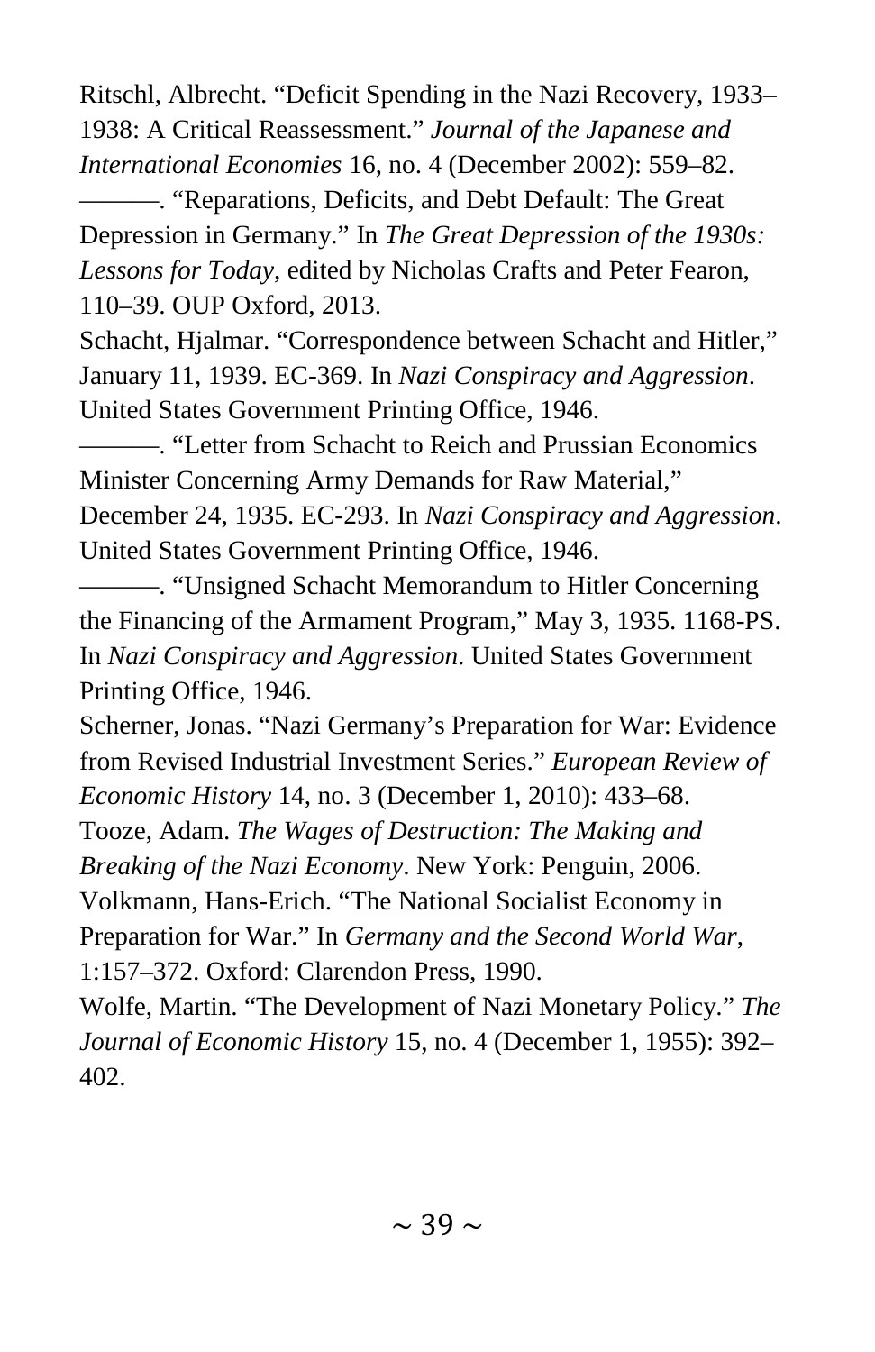Ritschl, Albrecht. “Deficit Spending in the Nazi Recovery, 1933–1938: A Critical Reassessment.” *Journal of the Japanese and International Economies* 16, no. 4 (December 2002): 559–82.

———. “Reparations, Deficits, and Debt Default: The Great Depression in Germany.” In *The Great Depression of the 1930s: Lessons for Today*, edited by Nicholas Crafts and Peter Fearon, 110–39. OUP Oxford, 2013.

Schacht, Hjalmar. “Correspondence between Schacht and Hitler,” January 11, 1939. EC-369. In *Nazi Conspiracy and Aggression*. United States Government Printing Office, 1946.

———. “Letter from Schacht to Reich and Prussian Economics Minister Concerning Army Demands for Raw Material,” December 24, 1935. EC-293. In *Nazi Conspiracy and Aggression*. United States Government Printing Office, 1946.

———. “Unsigned Schacht Memorandum to Hitler Concerning the Financing of the Armament Program,” May 3, 1935. 1168-PS. In *Nazi Conspiracy and Aggression*. United States Government Printing Office, 1946.

Scherner, Jonas. “Nazi Germany’s Preparation for War: Evidence from Revised Industrial Investment Series.” *European Review of Economic History* 14, no. 3 (December 1, 2010): 433–68.

Tooze, Adam. *The Wages of Destruction: The Making and Breaking of the Nazi Economy*. New York: Penguin, 2006.

Volkmann, Hans-Erich. “The National Socialist Economy in Preparation for War.” In *Germany and the Second World War*, 1:157–372. Oxford: Clarendon Press, 1990.

Wolfe, Martin. “The Development of Nazi Monetary Policy.” *The Journal of Economic History* 15, no. 4 (December 1, 1955): 392–402.